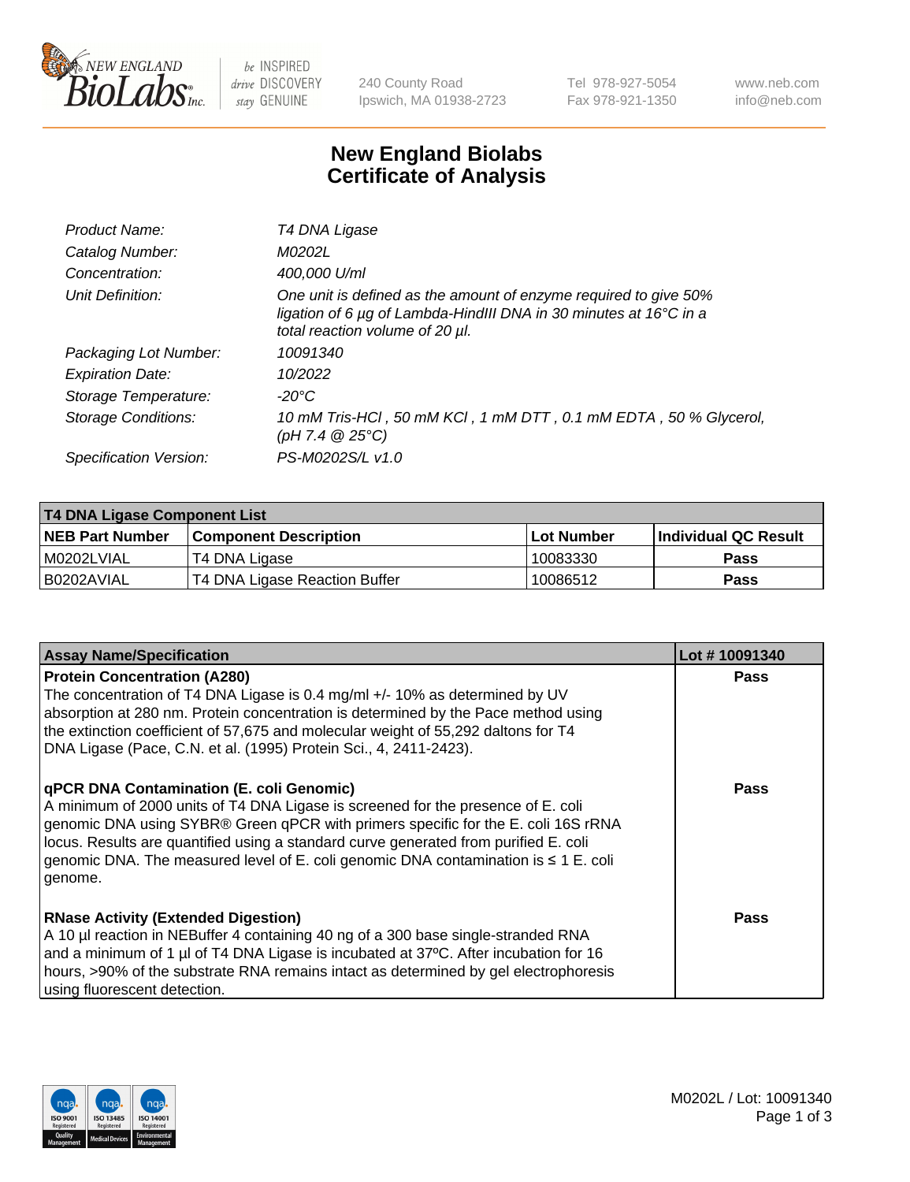# New England Biolabs Certificate of Analysis

| | |
|---|---|
| *Product Name:* | *T4 DNA Ligase* |
| *Catalog Number:* | *M0202L* |
| *Concentration:* | *400,000 U/ml* |
| *Unit Definition:* | *One unit is defined as the amount of enzyme required to give 50% ligation of 6 µg of Lambda-HindIII DNA in 30 minutes at 16°C in a total reaction volume of 20 µl.* |
| *Packaging Lot Number:* | *10091340* |
| *Expiration Date:* | *10/2022* |
| *Storage Temperature:* | *-20°C* |
| *Storage Conditions:* | *10 mM Tris-HCl , 50 mM KCl , 1 mM DTT , 0.1 mM EDTA , 50 % Glycerol, (pH 7.4 @ 25°C)* |
| *Specification Version:* | *PS-M0202S/L v1.0* |

| T4 DNA Ligase Component List | | | |
|---|---|---|---|
| **NEB Part Number** | **Component Description** | **Lot Number** | **Individual QC Result** |
| M0202LVIAL | T4 DNA Ligase | 10083330 | Pass |
| B0202AVIAL | T4 DNA Ligase Reaction Buffer | 10086512 | Pass |

| Assay Name/Specification | Lot # 10091340 |
|---|---|
| **Protein Concentration (A280)**<br>The concentration of T4 DNA Ligase is 0.4 mg/ml +/- 10% as determined by UV absorption at 280 nm. Protein concentration is determined by the Pace method using the extinction coefficient of 57,675 and molecular weight of 55,292 daltons for T4 DNA Ligase (Pace, C.N. et al. (1995) Protein Sci., 4, 2411-2423). | Pass |
| **qPCR DNA Contamination (E. coli Genomic)**<br>A minimum of 2000 units of T4 DNA Ligase is screened for the presence of E. coli genomic DNA using SYBR® Green qPCR with primers specific for the E. coli 16S rRNA locus. Results are quantified using a standard curve generated from purified E. coli genomic DNA. The measured level of E. coli genomic DNA contamination is ≤ 1 E. coli genome. | Pass |
| **RNase Activity (Extended Digestion)**<br>A 10 µl reaction in NEBuffer 4 containing 40 ng of a 300 base single-stranded RNA and a minimum of 1 µl of T4 DNA Ligase is incubated at 37ºC. After incubation for 16 hours, >90% of the substrate RNA remains intact as determined by gel electrophoresis using fluorescent detection. | Pass |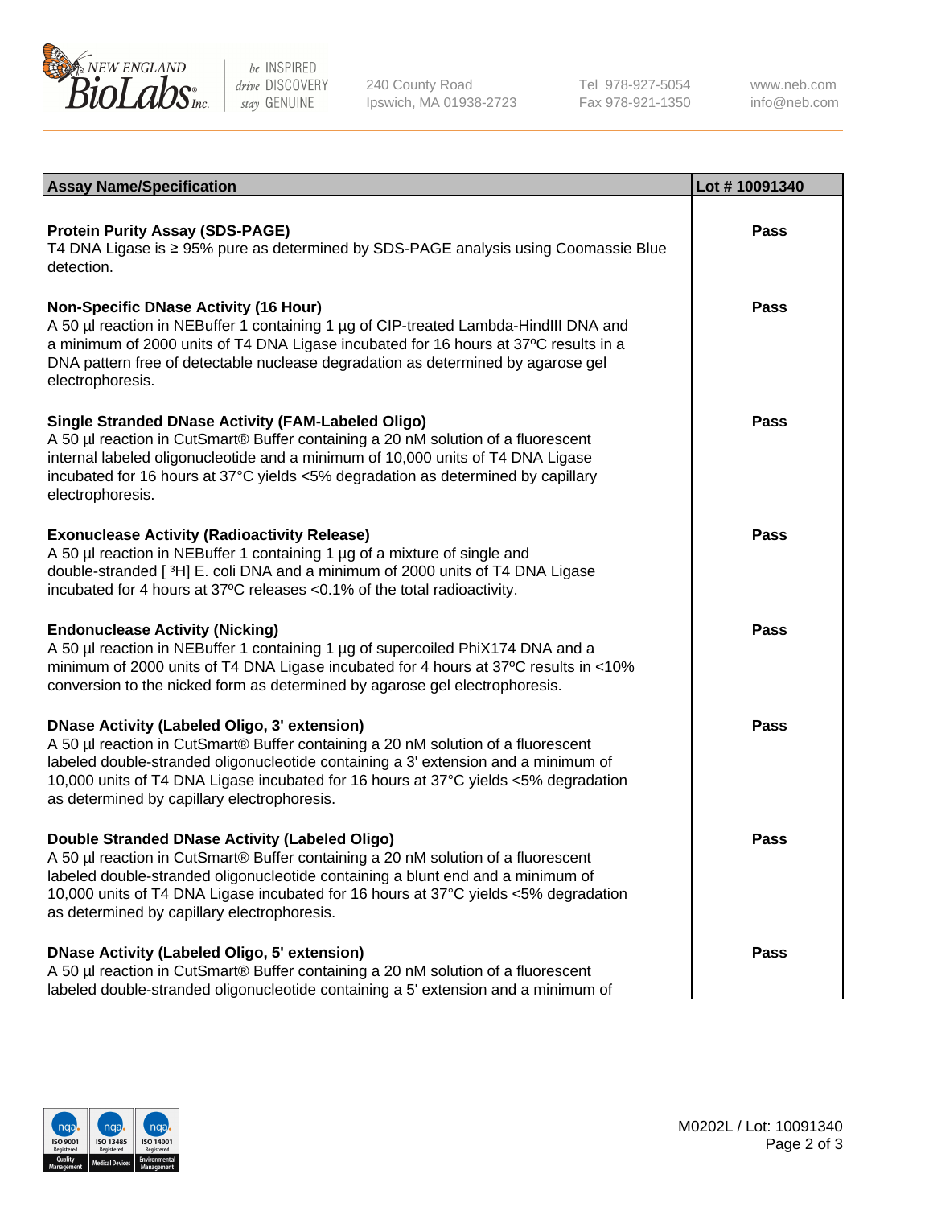| Assay Name/Specification | Lot # 10091340 |
| --- | --- |
| **Protein Purity Assay (SDS-PAGE)**<br>T4 DNA Ligase is ≥ 95% pure as determined by SDS-PAGE analysis using Coomassie Blue detection. | Pass |
| **Non-Specific DNase Activity (16 Hour)**<br>A 50 µl reaction in NEBuffer 1 containing 1 µg of CIP-treated Lambda-HindIII DNA and a minimum of 2000 units of T4 DNA Ligase incubated for 16 hours at 37ºC results in a DNA pattern free of detectable nuclease degradation as determined by agarose gel electrophoresis. | Pass |
| **Single Stranded DNase Activity (FAM-Labeled Oligo)**<br>A 50 µl reaction in CutSmart® Buffer containing a 20 nM solution of a fluorescent internal labeled oligonucleotide and a minimum of 10,000 units of T4 DNA Ligase incubated for 16 hours at 37°C yields <5% degradation as determined by capillary electrophoresis. | Pass |
| **Exonuclease Activity (Radioactivity Release)**<br>A 50 µl reaction in NEBuffer 1 containing 1 µg of a mixture of single and double-stranded [ $^3$H] E. coli DNA and a minimum of 2000 units of T4 DNA Ligase incubated for 4 hours at 37ºC releases <0.1% of the total radioactivity. | Pass |
| **Endonuclease Activity (Nicking)**<br>A 50 µl reaction in NEBuffer 1 containing 1 µg of supercoiled PhiX174 DNA and a minimum of 2000 units of T4 DNA Ligase incubated for 4 hours at 37ºC results in <10% conversion to the nicked form as determined by agarose gel electrophoresis. | Pass |
| **DNase Activity (Labeled Oligo, 3' extension)**<br>A 50 µl reaction in CutSmart® Buffer containing a 20 nM solution of a fluorescent labeled double-stranded oligonucleotide containing a 3' extension and a minimum of 10,000 units of T4 DNA Ligase incubated for 16 hours at 37°C yields <5% degradation as determined by capillary electrophoresis. | Pass |
| **Double Stranded DNase Activity (Labeled Oligo)**<br>A 50 µl reaction in CutSmart® Buffer containing a 20 nM solution of a fluorescent labeled double-stranded oligonucleotide containing a blunt end and a minimum of 10,000 units of T4 DNA Ligase incubated for 16 hours at 37°C yields <5% degradation as determined by capillary electrophoresis. | Pass |
| **DNase Activity (Labeled Oligo, 5' extension)**<br>A 50 µl reaction in CutSmart® Buffer containing a 20 nM solution of a fluorescent labeled double-stranded oligonucleotide containing a 5' extension and a minimum of | Pass |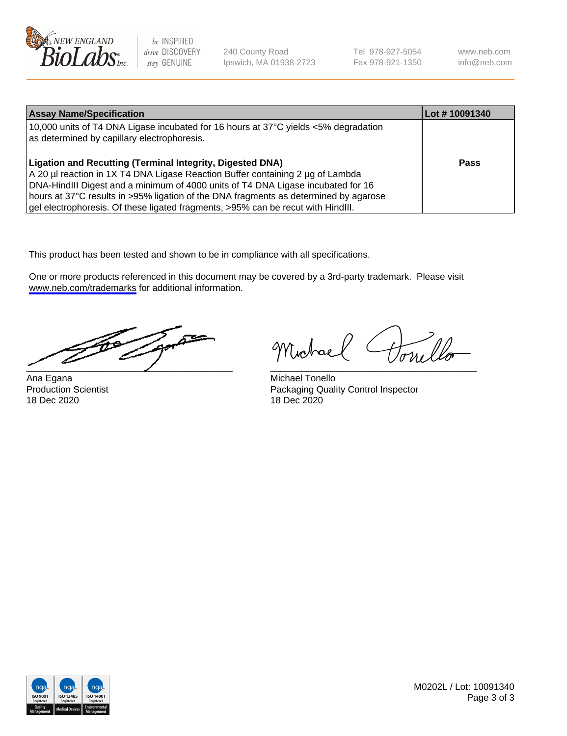New England BioLabs Inc. — be INSPIRED drive DISCOVERY stay GENUINE

240 County Road
Ipswich, MA 01938-2723

Tel 978-927-5054
Fax 978-921-1350

www.neb.com
info@neb.com

| Assay Name/Specification | Lot # 10091340 |
|---|---|
| 10,000 units of T4 DNA Ligase incubated for 16 hours at 37°C yields <5% degradation as determined by capillary electrophoresis. | |
| **Ligation and Recutting (Terminal Integrity, Digested DNA)**<br>A 20 µl reaction in 1X T4 DNA Ligase Reaction Buffer containing 2 µg of Lambda DNA-HindIII Digest and a minimum of 4000 units of T4 DNA Ligase incubated for 16 hours at 37°C results in >95% ligation of the DNA fragments as determined by agarose gel electrophoresis. Of these ligated fragments, >95% can be recut with HindIII. | **Pass** |

This product has been tested and shown to be in compliance with all specifications.

One or more products referenced in this document may be covered by a 3rd-party trademark. Please visit www.neb.com/trademarks for additional information.

Ana Egana
Production Scientist
18 Dec 2020

Michael Tonello
Packaging Quality Control Inspector
18 Dec 2020

ISO 9001 Registered Quality Management | ISO 13485 Registered Medical Devices | ISO 14001 Registered Environmental Management

M0202L / Lot: 10091340